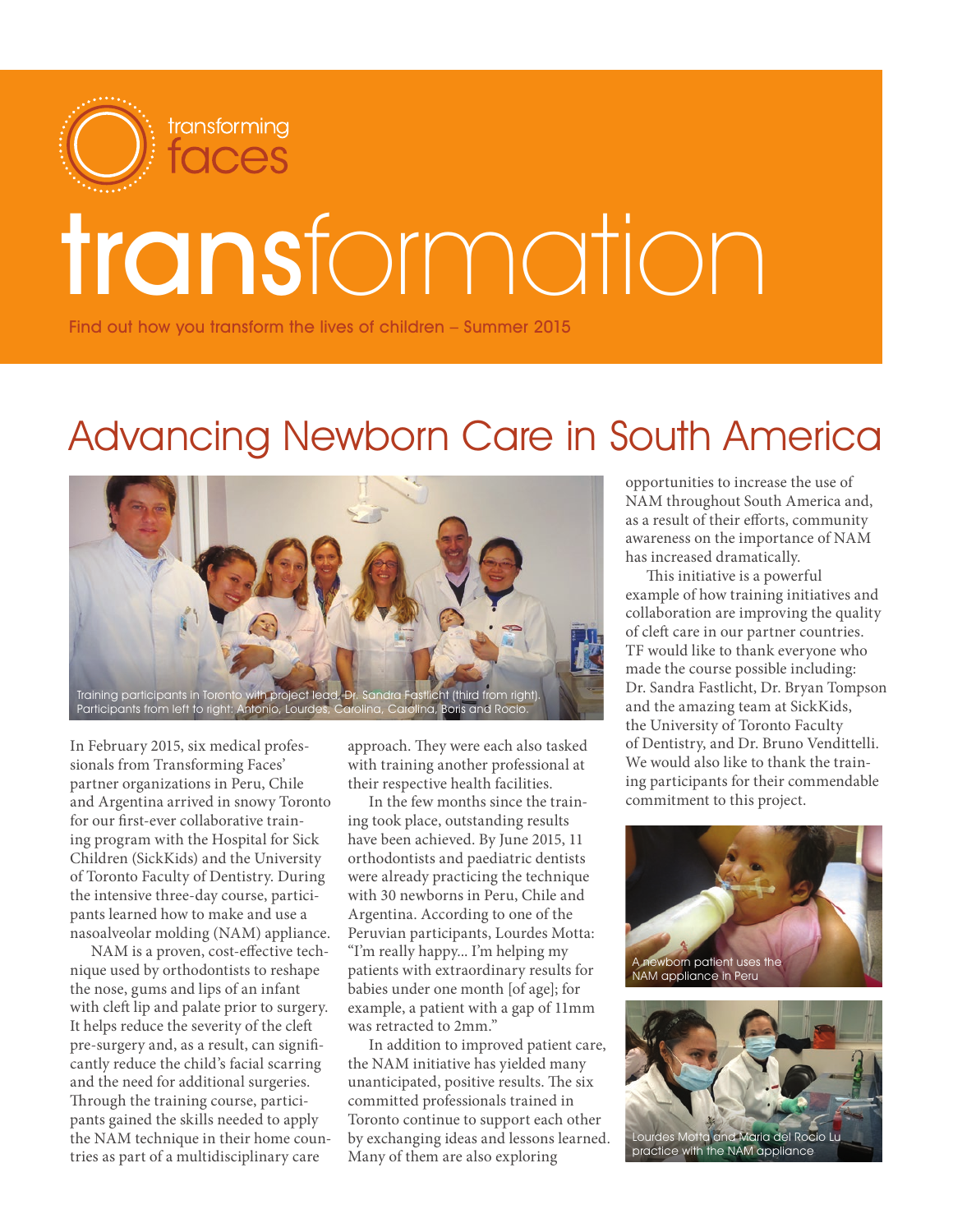transforming faces

# transformation

Find out how you transform the lives of children – Summer 2015

## Advancing Newborn Care in South America

Training participants in Toronto with project lead, Dr. Sandra Fastlicht (third from right). Participants from left to right: Antonio, Lourdes, Carolina, Carolina, Boris and Rocio.

In February 2015, six medical professionals from Transforming Faces' partner organizations in Peru, Chile and Argentina arrived in snowy Toronto for our first-ever collaborative training program with the Hospital for Sick Children (SickKids) and the University of Toronto Faculty of Dentistry. During the intensive three-day course, participants learned how to make and use a nasoalveolar molding (NAM) appliance.

NAM is a proven, cost-effective technique used by orthodontists to reshape the nose, gums and lips of an infant with cleft lip and palate prior to surgery. It helps reduce the severity of the cleft pre-surgery and, as a result, can significantly reduce the child's facial scarring and the need for additional surgeries. Through the training course, participants gained the skills needed to apply the NAM technique in their home countries as part of a multidisciplinary care approach. They were each also tasked with training another professional at their respective health facilities.

In the few months since the training took place, outstanding results have been achieved. By June 2015, 11 orthodontists and paediatric dentists were already practicing the technique with 30 newborns in Peru, Chile and Argentina. According to one of the Peruvian participants, Lourdes Motta: "I'm really happy... I'm helping my patients with extraordinary results for babies under one month [of age]; for example, a patient with a gap of 11mm was retracted to 2mm."

In addition to improved patient care, the NAM initiative has yielded many unanticipated, positive results. The six committed professionals trained in Toronto continue to support each other by exchanging ideas and lessons learned. Many of them are also exploring opportunities to increase the use of NAM throughout South America and, as a result of their efforts, community awareness on the importance of NAM has increased dramatically.

This initiative is a powerful example of how training initiatives and collaboration are improving the quality of cleft care in our partner countries. TF would like to thank everyone who made the course possible including: Dr. Sandra Fastlicht, Dr. Bryan Tompson and the amazing team at SickKids, the University of Toronto Faculty of Dentistry, and Dr. Bruno Vendittelli. We would also like to thank the training participants for their commendable commitment to this project.

A newborn patient uses the NAM appliance in Peru

Lourdes Motta and Maria del Rocio Lu practice with the NAM appliance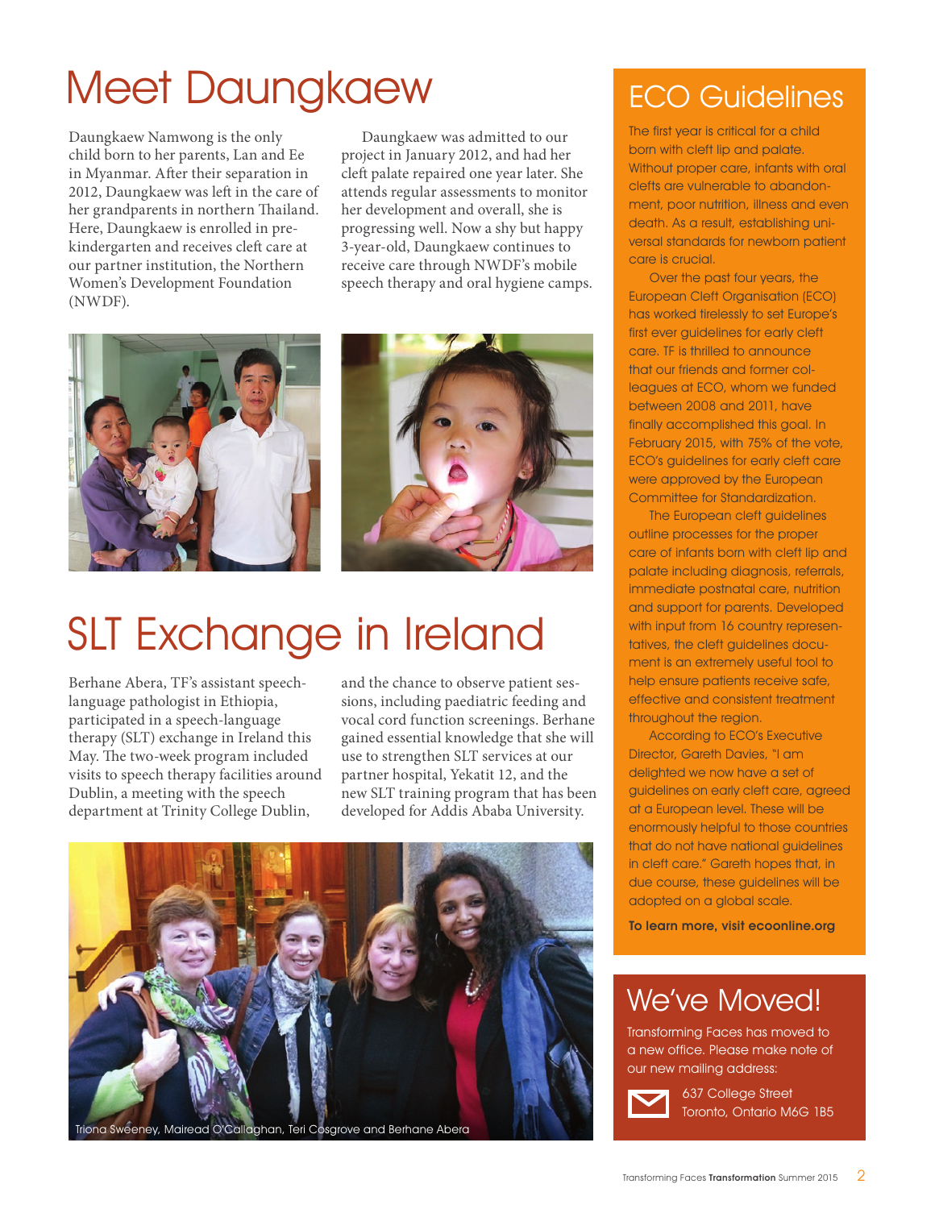# Meet Daungkaew

Daungkaew Namwong is the only child born to her parents, Lan and Ee in Myanmar. After their separation in 2012, Daungkaew was left in the care of her grandparents in northern Thailand. Here, Daungkaew is enrolled in pre-kindergarten and receives cleft care at our partner institution, the Northern Women's Development Foundation (NWDF).

Daungkaew was admitted to our project in January 2012, and had her cleft palate repaired one year later. She attends regular assessments to monitor her development and overall, she is progressing well. Now a shy but happy 3-year-old, Daungkaew continues to receive care through NWDF's mobile speech therapy and oral hygiene camps.

# SLT Exchange in Ireland

Berhane Abera, TF's assistant speech-language pathologist in Ethiopia, participated in a speech-language therapy (SLT) exchange in Ireland this May. The two-week program included visits to speech therapy facilities around Dublin, a meeting with the speech department at Trinity College Dublin, and the chance to observe patient sessions, including paediatric feeding and vocal cord function screenings. Berhane gained essential knowledge that she will use to strengthen SLT services at our partner hospital, Yekatit 12, and the new SLT training program that has been developed for Addis Ababa University.

Triona Sweeney, Mairead O'Callaghan, Teri Cosgrove and Berhane Abera

## ECO Guidelines

The first year is critical for a child born with cleft lip and palate. Without proper care, infants with oral clefts are vulnerable to abandonment, poor nutrition, illness and even death. As a result, establishing universal standards for newborn patient care is crucial.

Over the past four years, the European Cleft Organisation (ECO) has worked tirelessly to set Europe's first ever guidelines for early cleft care. TF is thrilled to announce that our friends and former colleagues at ECO, whom we funded between 2008 and 2011, have finally accomplished this goal. In February 2015, with 75% of the vote, ECO's guidelines for early cleft care were approved by the European Committee for Standardization.

The European cleft guidelines outline processes for the proper care of infants born with cleft lip and palate including diagnosis, referrals, immediate postnatal care, nutrition and support for parents. Developed with input from 16 country representatives, the cleft guidelines document is an extremely useful tool to help ensure patients receive safe, effective and consistent treatment throughout the region.

According to ECO's Executive Director, Gareth Davies, "I am delighted we now have a set of guidelines on early cleft care, agreed at a European level. These will be enormously helpful to those countries that do not have national guidelines in cleft care." Gareth hopes that, in due course, these guidelines will be adopted on a global scale.

**To learn more, visit ecoonline.org**

## We've Moved!

Transforming Faces has moved to a new office. Please make note of our new mailing address:

637 College Street
Toronto, Ontario M6G 1B5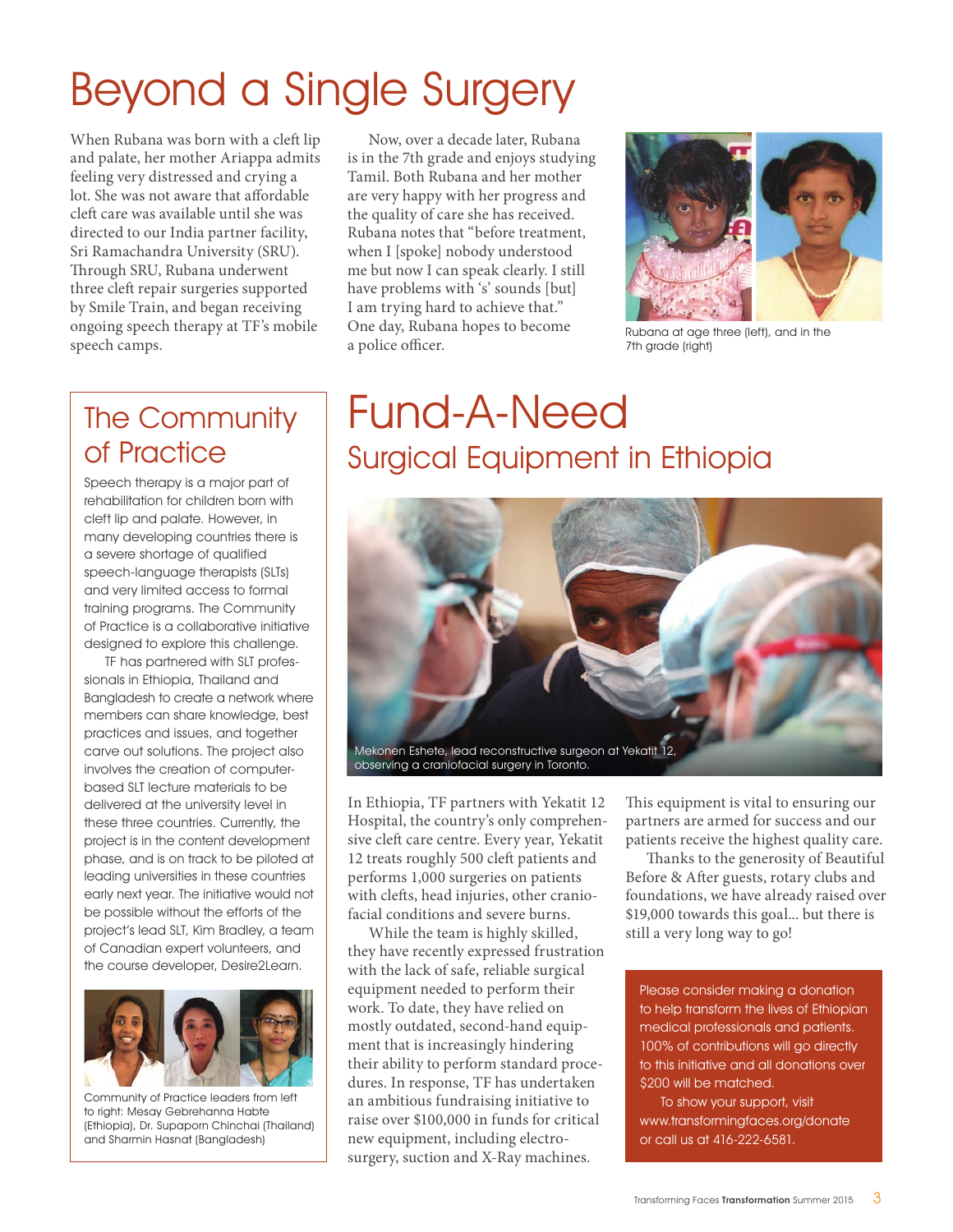# Beyond a Single Surgery

When Rubana was born with a cleft lip and palate, her mother Ariappa admits feeling very distressed and crying a lot. She was not aware that affordable cleft care was available until she was directed to our India partner facility, Sri Ramachandra University (SRU). Through SRU, Rubana underwent three cleft repair surgeries supported by Smile Train, and began receiving ongoing speech therapy at TF's mobile speech camps.

Now, over a decade later, Rubana is in the 7th grade and enjoys studying Tamil. Both Rubana and her mother are very happy with her progress and the quality of care she has received. Rubana notes that "before treatment, when I [spoke] nobody understood me but now I can speak clearly. I still have problems with 's' sounds [but] I am trying hard to achieve that." One day, Rubana hopes to become a police officer.

Rubana at age three (left), and in the 7th grade (right)

## The Community of Practice

Speech therapy is a major part of rehabilitation for children born with cleft lip and palate. However, in many developing countries there is a severe shortage of qualified speech-language therapists (SLTs) and very limited access to formal training programs. The Community of Practice is a collaborative initiative designed to explore this challenge.

TF has partnered with SLT professionals in Ethiopia, Thailand and Bangladesh to create a network where members can share knowledge, best practices and issues, and together carve out solutions. The project also involves the creation of computer-based SLT lecture materials to be delivered at the university level in these three countries. Currently, the project is in the content development phase, and is on track to be piloted at leading universities in these countries early next year. The initiative would not be possible without the efforts of the project's lead SLT, Kim Bradley, a team of Canadian expert volunteers, and the course developer, Desire2Learn.

Community of Practice leaders from left to right: Mesay Gebrehanna Habte (Ethiopia), Dr. Supaporn Chinchai (Thailand) and Sharmin Hasnat (Bangladesh)

# Fund-A-Need

## Surgical Equipment in Ethiopia

Mekonen Eshete, lead reconstructive surgeon at Yekatit 12, observing a craniofacial surgery in Toronto.

In Ethiopia, TF partners with Yekatit 12 Hospital, the country's only comprehensive cleft care centre. Every year, Yekatit 12 treats roughly 500 cleft patients and performs 1,000 surgeries on patients with clefts, head injuries, other craniofacial conditions and severe burns.

While the team is highly skilled, they have recently expressed frustration with the lack of safe, reliable surgical equipment needed to perform their work. To date, they have relied on mostly outdated, second-hand equipment that is increasingly hindering their ability to perform standard procedures. In response, TF has undertaken an ambitious fundraising initiative to raise over $100,000 in funds for critical new equipment, including electrosurgery, suction and X-Ray machines.

This equipment is vital to ensuring our partners are armed for success and our patients receive the highest quality care.

Thanks to the generosity of Beautiful Before & After guests, rotary clubs and foundations, we have already raised over $19,000 towards this goal... but there is still a very long way to go!

Please consider making a donation to help transform the lives of Ethiopian medical professionals and patients. 100% of contributions will go directly to this initiative and all donations over $200 will be matched.

To show your support, visit www.transformingfaces.org/donate or call us at 416-222-6581.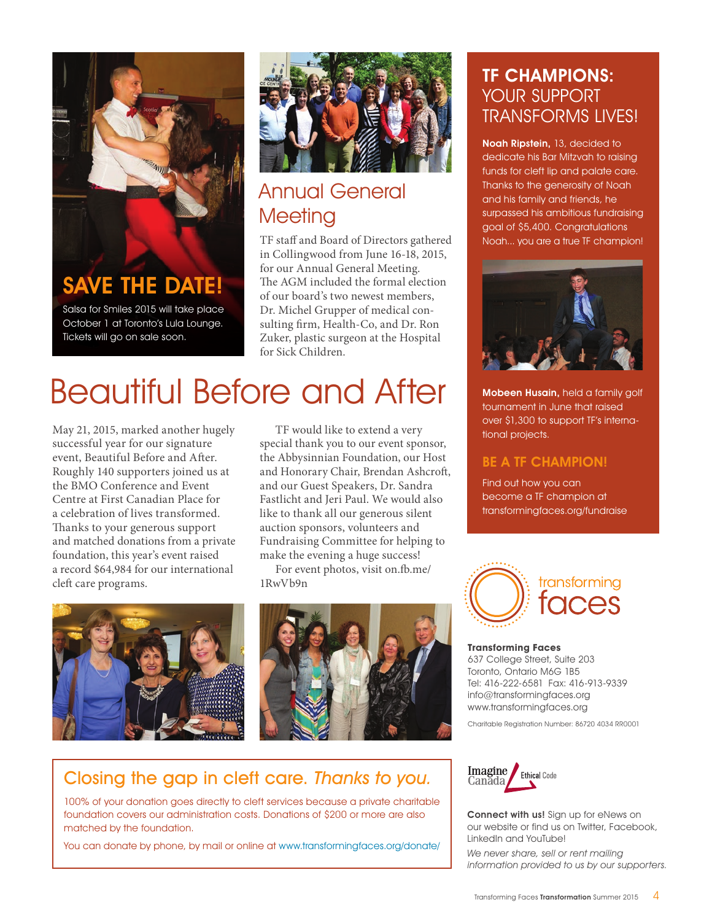## SAVE THE DATE!

Salsa for Smiles 2015 will take place October 1 at Toronto's Lula Lounge. Tickets will go on sale soon.

## Annual General Meeting

TF staff and Board of Directors gathered in Collingwood from June 16-18, 2015, for our Annual General Meeting. The AGM included the formal election of our board's two newest members, Dr. Michel Grupper of medical consulting firm, Health-Co, and Dr. Ron Zuker, plastic surgeon at the Hospital for Sick Children.

# Beautiful Before and After

May 21, 2015, marked another hugely successful year for our signature event, Beautiful Before and After. Roughly 140 supporters joined us at the BMO Conference and Event Centre at First Canadian Place for a celebration of lives transformed. Thanks to your generous support and matched donations from a private foundation, this year's event raised a record $64,984 for our international cleft care programs.

TF would like to extend a very special thank you to our event sponsor, the Abbysinnian Foundation, our Host and Honorary Chair, Brendan Ashcroft, and our Guest Speakers, Dr. Sandra Fastlicht and Jeri Paul. We would also like to thank all our generous silent auction sponsors, volunteers and Fundraising Committee for helping to make the evening a huge success!

For event photos, visit on.fb.me/1RwVb9n

## Closing the gap in cleft care. *Thanks to you.*

100% of your donation goes directly to cleft services because a private charitable foundation covers our administration costs. Donations of $200 or more are also matched by the foundation.

You can donate by phone, by mail or online at www.transformingfaces.org/donate/

## TF CHAMPIONS: YOUR SUPPORT TRANSFORMS LIVES!

**Noah Ripstein,** 13, decided to dedicate his Bar Mitzvah to raising funds for cleft lip and palate care. Thanks to the generosity of Noah and his family and friends, he surpassed his ambitious fundraising goal of $5,400. Congratulations Noah... you are a true TF champion!

**Mobeen Husain,** held a family golf tournament in June that raised over $1,300 to support TF's international projects.

### BE A TF CHAMPION!

Find out how you can become a TF champion at transformingfaces.org/fundraise

transforming faces

**Transforming Faces**
637 College Street, Suite 203
Toronto, Ontario M6G 1B5
Tel: 416-222-6581 Fax: 416-913-9339
info@transformingfaces.org
www.transformingfaces.org

Charitable Registration Number: 86720 4034 RR0001

Imagine Canada Ethical Code

**Connect with us!** Sign up for eNews on our website or find us on Twitter, Facebook, LinkedIn and YouTube!

*We never share, sell or rent mailing information provided to us by our supporters.*